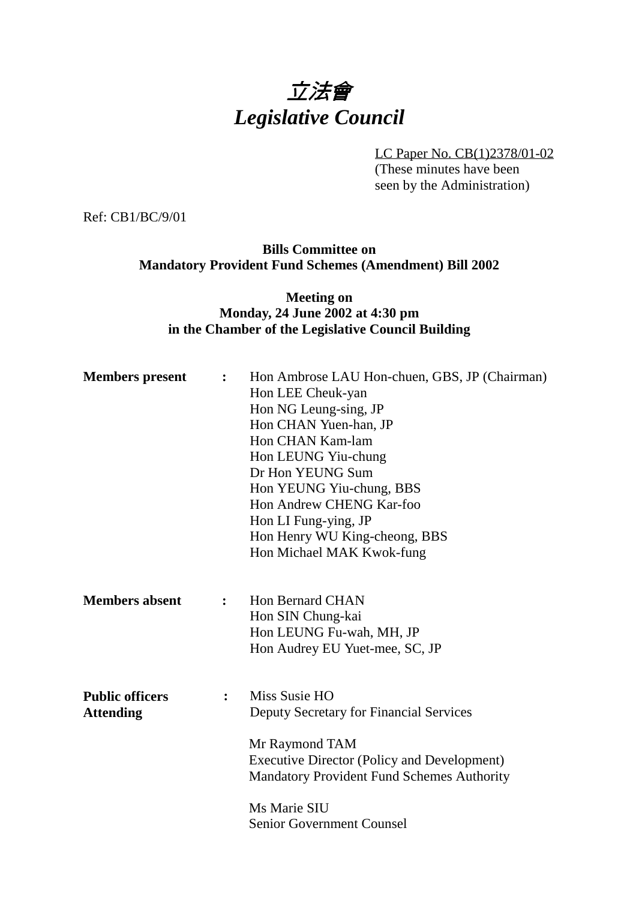# *立法會*
# *Legislative Council*

LC Paper No. CB(1)2378/01-02
(These minutes have been seen by the Administration)

Ref: CB1/BC/9/01

**Bills Committee on**
**Mandatory Provident Fund Schemes (Amendment) Bill 2002**

**Meeting on**
**Monday, 24 June 2002 at 4:30 pm**
**in the Chamber of the Legislative Council Building**

**Members present** : Hon Ambrose LAU Hon-chuen, GBS, JP (Chairman)
Hon LEE Cheuk-yan
Hon NG Leung-sing, JP
Hon CHAN Yuen-han, JP
Hon CHAN Kam-lam
Hon LEUNG Yiu-chung
Dr Hon YEUNG Sum
Hon YEUNG Yiu-chung, BBS
Hon Andrew CHENG Kar-foo
Hon LI Fung-ying, JP
Hon Henry WU King-cheong, BBS
Hon Michael MAK Kwok-fung

**Members absent** : Hon Bernard CHAN
Hon SIN Chung-kai
Hon LEUNG Fu-wah, MH, JP
Hon Audrey EU Yuet-mee, SC, JP

**Public officers Attending** : Miss Susie HO
Deputy Secretary for Financial Services

Mr Raymond TAM
Executive Director (Policy and Development)
Mandatory Provident Fund Schemes Authority

Ms Marie SIU
Senior Government Counsel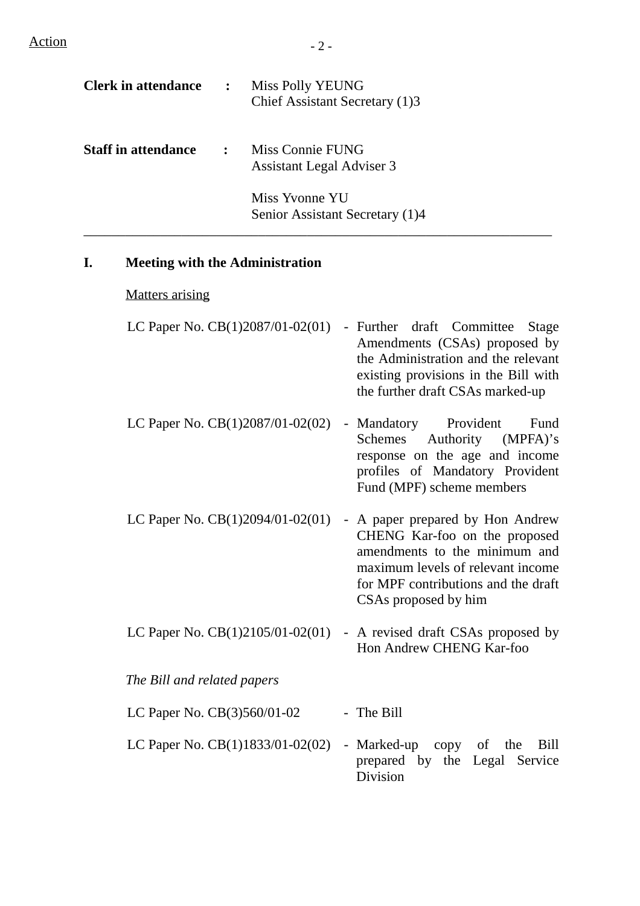Action

**Clerk in attendance** : Miss Polly YEUNG
Chief Assistant Secretary (1)3

**Staff in attendance** : Miss Connie FUNG
Assistant Legal Adviser 3

Miss Yvonne YU
Senior Assistant Secretary (1)4

---

## I. Meeting with the Administration

Matters arising

| | |
|---|---|
| LC Paper No. CB(1)2087/01-02(01) | - Further draft Committee Stage Amendments (CSAs) proposed by the Administration and the relevant existing provisions in the Bill with the further draft CSAs marked-up |
| LC Paper No. CB(1)2087/01-02(02) | - Mandatory Provident Fund Schemes Authority (MPFA)'s response on the age and income profiles of Mandatory Provident Fund (MPF) scheme members |
| LC Paper No. CB(1)2094/01-02(01) | - A paper prepared by Hon Andrew CHENG Kar-foo on the proposed amendments to the minimum and maximum levels of relevant income for MPF contributions and the draft CSAs proposed by him |
| LC Paper No. CB(1)2105/01-02(01) | - A revised draft CSAs proposed by Hon Andrew CHENG Kar-foo |

*The Bill and related papers*

| | |
|---|---|
| LC Paper No. CB(3)560/01-02 | - The Bill |
| LC Paper No. CB(1)1833/01-02(02) | - Marked-up copy of the Bill prepared by the Legal Service Division |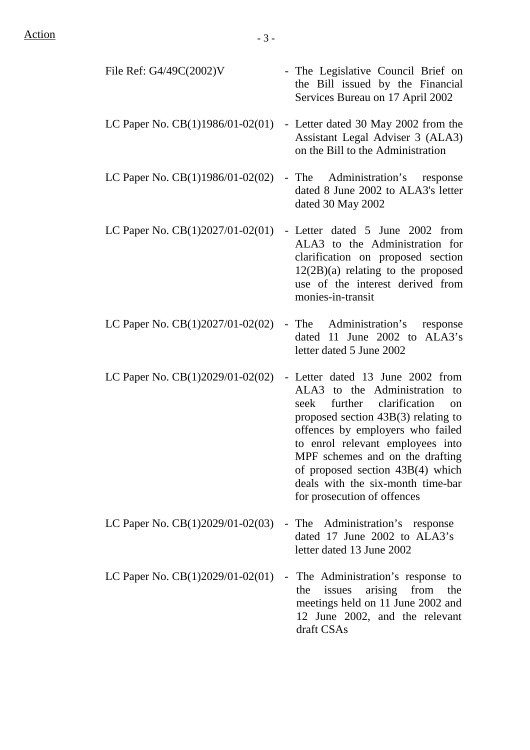Action

| | |
|---|---|
| File Ref: G4/49C(2002)V | - The Legislative Council Brief on the Bill issued by the Financial Services Bureau on 17 April 2002 |
| LC Paper No. CB(1)1986/01-02(01) | - Letter dated 30 May 2002 from the Assistant Legal Adviser 3 (ALA3) on the Bill to the Administration |
| LC Paper No. CB(1)1986/01-02(02) | - The Administration's response dated 8 June 2002 to ALA3's letter dated 30 May 2002 |
| LC Paper No. CB(1)2027/01-02(01) | - Letter dated 5 June 2002 from ALA3 to the Administration for clarification on proposed section 12(2B)(a) relating to the proposed use of the interest derived from monies-in-transit |
| LC Paper No. CB(1)2027/01-02(02) | - The Administration's response dated 11 June 2002 to ALA3's letter dated 5 June 2002 |
| LC Paper No. CB(1)2029/01-02(02) | - Letter dated 13 June 2002 from ALA3 to the Administration to seek further clarification on proposed section 43B(3) relating to offences by employers who failed to enrol relevant employees into MPF schemes and on the drafting of proposed section 43B(4) which deals with the six-month time-bar for prosecution of offences |
| LC Paper No. CB(1)2029/01-02(03) | - The Administration's response dated 17 June 2002 to ALA3's letter dated 13 June 2002 |
| LC Paper No. CB(1)2029/01-02(01) | - The Administration's response to the issues arising from the meetings held on 11 June 2002 and 12 June 2002, and the relevant draft CSAs |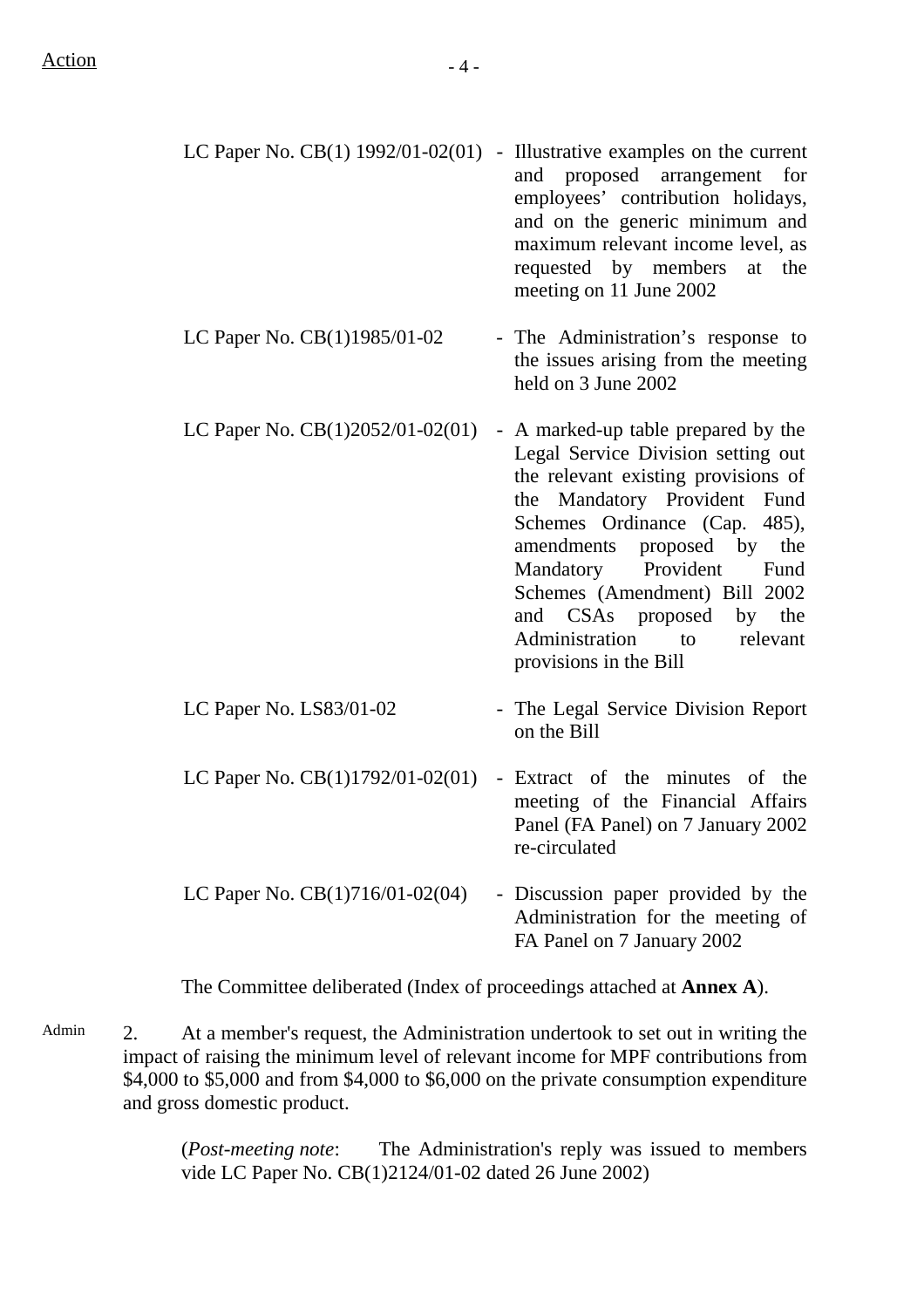Action

| | |
|---|---|
| LC Paper No. CB(1) 1992/01-02(01) | - Illustrative examples on the current and proposed arrangement for employees' contribution holidays, and on the generic minimum and maximum relevant income level, as requested by members at the meeting on 11 June 2002 |
| LC Paper No. CB(1)1985/01-02 | - The Administration's response to the issues arising from the meeting held on 3 June 2002 |
| LC Paper No. CB(1)2052/01-02(01) | - A marked-up table prepared by the Legal Service Division setting out the relevant existing provisions of the Mandatory Provident Fund Schemes Ordinance (Cap. 485), amendments proposed by the Mandatory Provident Fund Schemes (Amendment) Bill 2002 and CSAs proposed by the Administration to relevant provisions in the Bill |
| LC Paper No. LS83/01-02 | - The Legal Service Division Report on the Bill |
| LC Paper No. CB(1)1792/01-02(01) | - Extract of the minutes of the meeting of the Financial Affairs Panel (FA Panel) on 7 January 2002 re-circulated |
| LC Paper No. CB(1)716/01-02(04) | - Discussion paper provided by the Administration for the meeting of FA Panel on 7 January 2002 |

The Committee deliberated (Index of proceedings attached at **Annex A**).

Admin

2. At a member's request, the Administration undertook to set out in writing the impact of raising the minimum level of relevant income for MPF contributions from $4,000 to $5,000 and from $4,000 to $6,000 on the private consumption expenditure and gross domestic product.

(*Post-meeting note*: The Administration's reply was issued to members vide LC Paper No. CB(1)2124/01-02 dated 26 June 2002)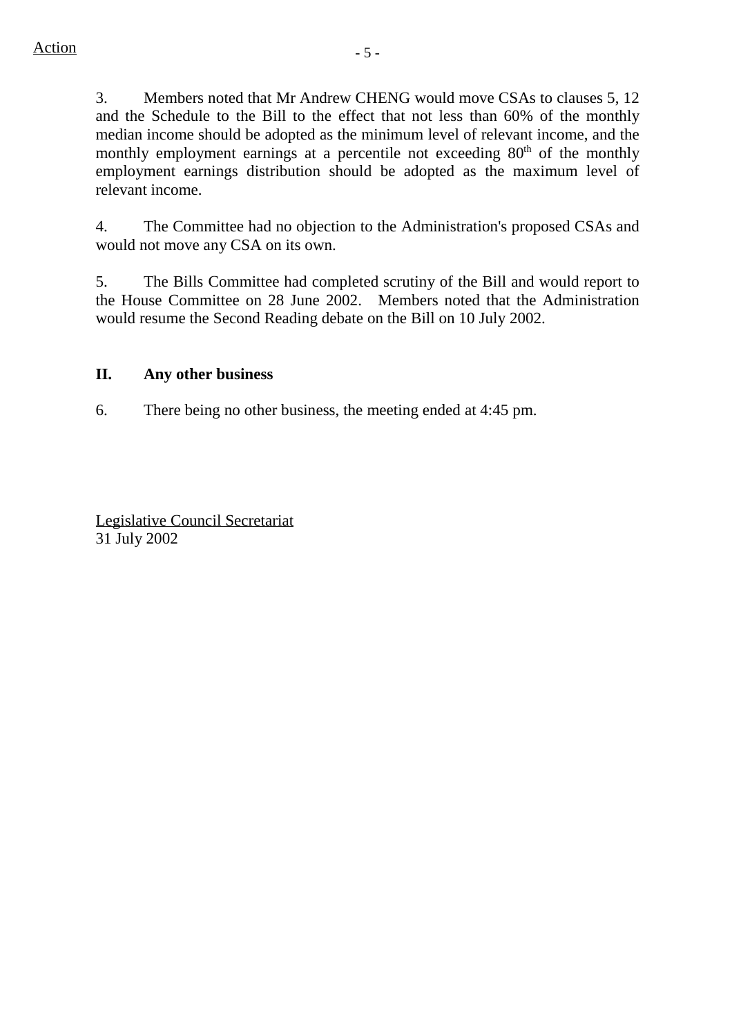Action

3. Members noted that Mr Andrew CHENG would move CSAs to clauses 5, 12 and the Schedule to the Bill to the effect that not less than 60% of the monthly median income should be adopted as the minimum level of relevant income, and the monthly employment earnings at a percentile not exceeding $80^{th}$ of the monthly employment earnings distribution should be adopted as the maximum level of relevant income.

4. The Committee had no objection to the Administration's proposed CSAs and would not move any CSA on its own.

5. The Bills Committee had completed scrutiny of the Bill and would report to the House Committee on 28 June 2002. Members noted that the Administration would resume the Second Reading debate on the Bill on 10 July 2002.

**II. Any other business**

6. There being no other business, the meeting ended at 4:45 pm.

Legislative Council Secretariat
31 July 2002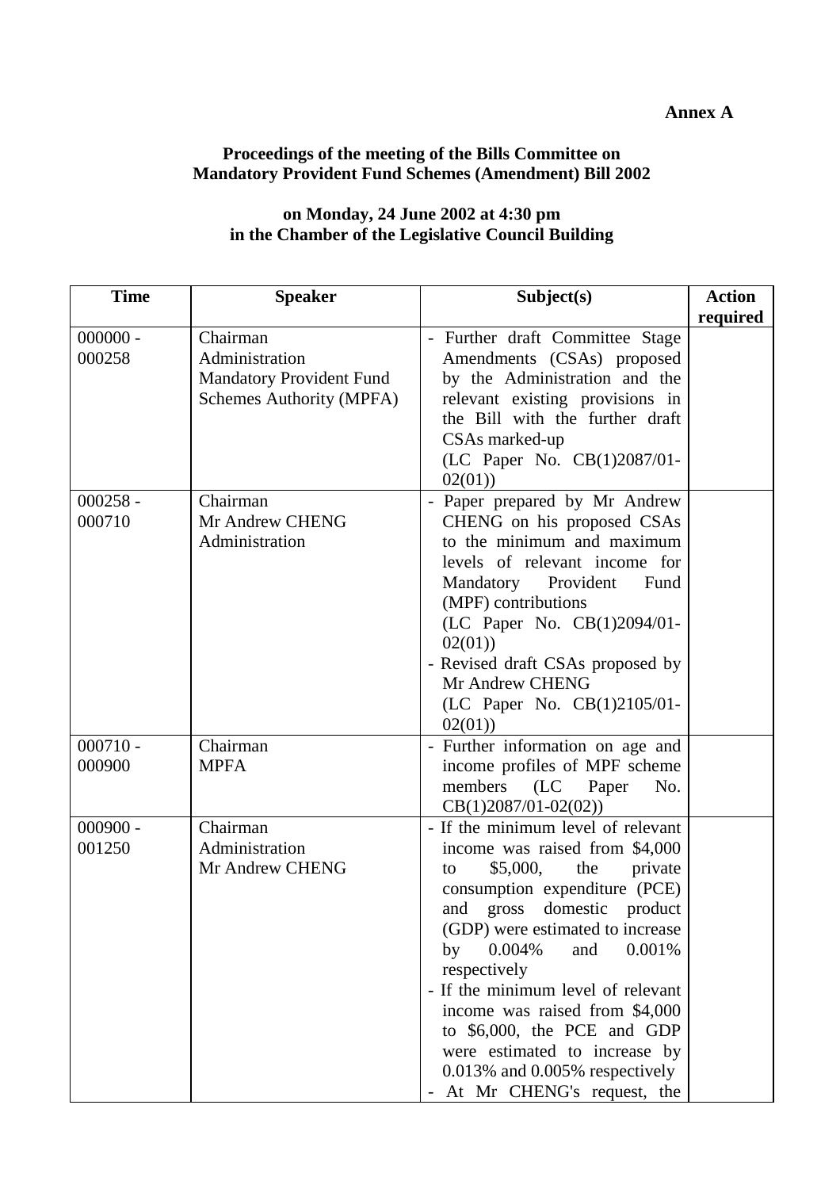**Annex A**

**Proceedings of the meeting of the Bills Committee on Mandatory Provident Fund Schemes (Amendment) Bill 2002**

**on Monday, 24 June 2002 at 4:30 pm in the Chamber of the Legislative Council Building**

| Time | Speaker | Subject(s) | Action required |
|---|---|---|---|
| 000000 - 000258 | Chairman<br>Administration<br>Mandatory Provident Fund Schemes Authority (MPFA) | - Further draft Committee Stage Amendments (CSAs) proposed by the Administration and the relevant existing provisions in the Bill with the further draft CSAs marked-up<br>(LC Paper No. CB(1)2087/01-02(01)) | |
| 000258 - 000710 | Chairman<br>Mr Andrew CHENG<br>Administration | - Paper prepared by Mr Andrew CHENG on his proposed CSAs to the minimum and maximum levels of relevant income for Mandatory Provident Fund (MPF) contributions<br>(LC Paper No. CB(1)2094/01-02(01))<br>- Revised draft CSAs proposed by Mr Andrew CHENG<br>(LC Paper No. CB(1)2105/01-02(01)) | |
| 000710 - 000900 | Chairman<br>MPFA | - Further information on age and income profiles of MPF scheme members (LC Paper No. CB(1)2087/01-02(02)) | |
| 000900 - 001250 | Chairman<br>Administration<br>Mr Andrew CHENG | - If the minimum level of relevant income was raised from \$4,000 to \$5,000, the private consumption expenditure (PCE) and gross domestic product (GDP) were estimated to increase by 0.004% and 0.001% respectively<br>- If the minimum level of relevant income was raised from \$4,000 to \$6,000, the PCE and GDP were estimated to increase by 0.013% and 0.005% respectively<br>- At Mr CHENG's request, the | |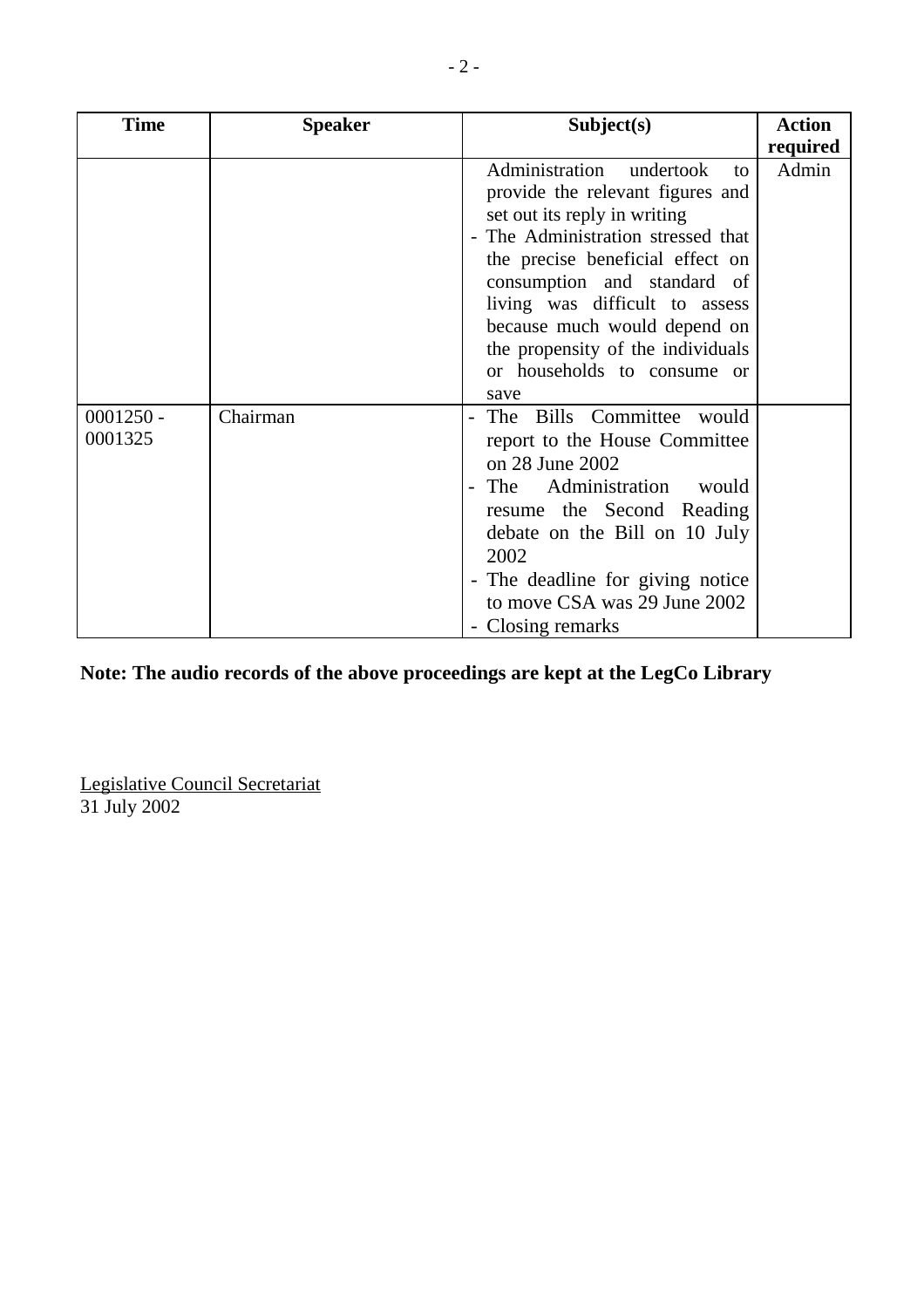| Time | Speaker | Subject(s) | Action required |
|---|---|---|---|
| | | Administration undertook to provide the relevant figures and set out its reply in writing<br>- The Administration stressed that the precise beneficial effect on consumption and standard of living was difficult to assess because much would depend on the propensity of the individuals or households to consume or save | Admin |
| 0001250 - 0001325 | Chairman | - The Bills Committee would report to the House Committee on 28 June 2002<br>- The Administration would resume the Second Reading debate on the Bill on 10 July 2002<br>- The deadline for giving notice to move CSA was 29 June 2002<br>- Closing remarks | |

**Note: The audio records of the above proceedings are kept at the LegCo Library**

<u>Legislative Council Secretariat</u>
31 July 2002